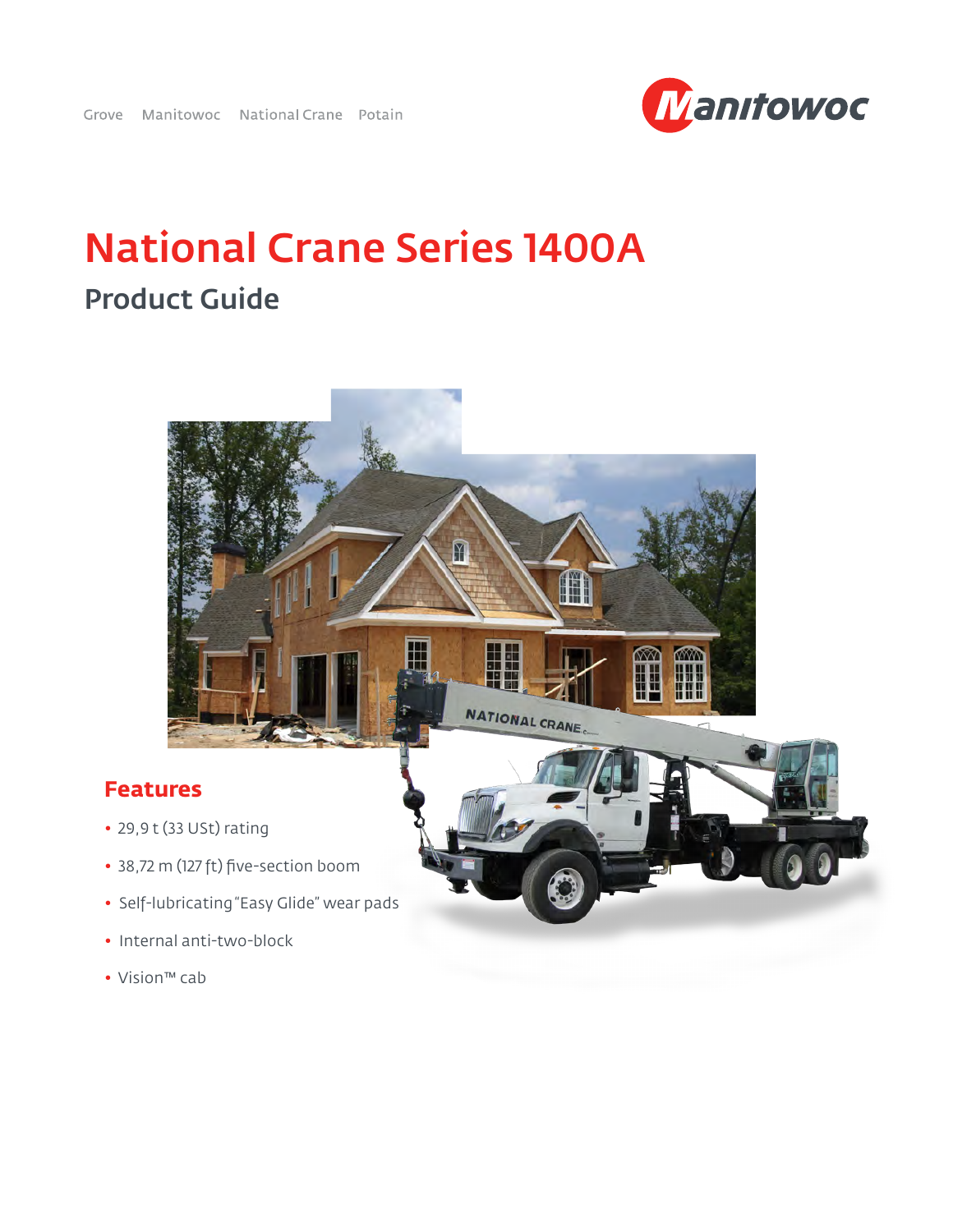Grove  Manitowoc  National Crane  Potain

# National Crane Series 1400A

## Product Guide

### Features

- 29,9 t (33 USt) rating
- 38,72 m (127 ft) five-section boom
- Self-lubricating "Easy Glide" wear pads
- Internal anti-two-block
- Vision™ cab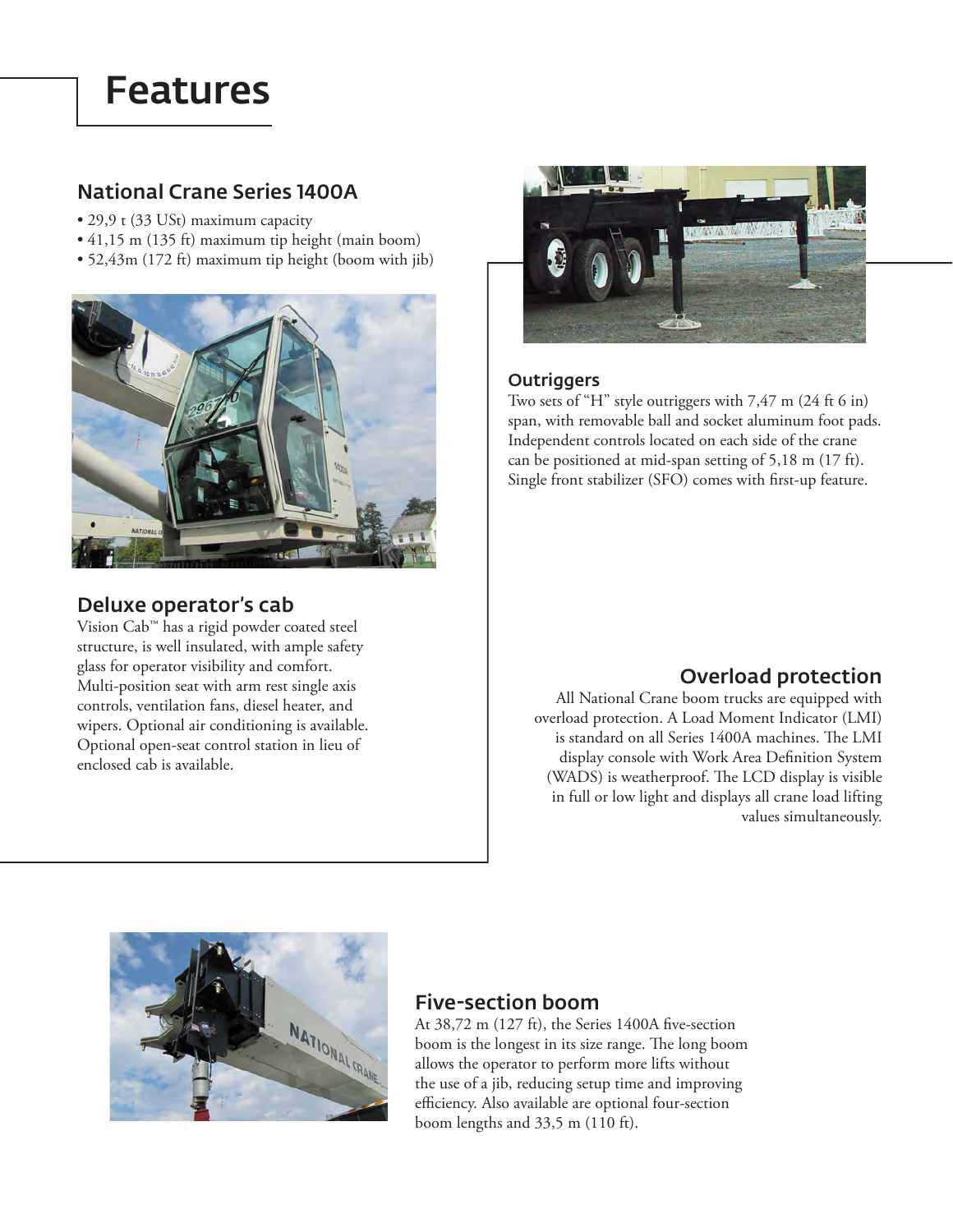# Features

## National Crane Series 1400A

- 29,9 t (33 USt) maximum capacity
- 41,15 m (135 ft) maximum tip height (main boom)
- 52,43m (172 ft) maximum tip height (boom with jib)

### Deluxe operator's cab

Vision Cab™ has a rigid powder coated steel structure, is well insulated, with ample safety glass for operator visibility and comfort. Multi-position seat with arm rest single axis controls, ventilation fans, diesel heater, and wipers. Optional air conditioning is available. Optional open-seat control station in lieu of enclosed cab is available.

### Outriggers

Two sets of "H" style outriggers with 7,47 m (24 ft 6 in) span, with removable ball and socket aluminum foot pads. Independent controls located on each side of the crane can be positioned at mid-span setting of 5,18 m (17 ft). Single front stabilizer (SFO) comes with first-up feature.

### Overload protection

All National Crane boom trucks are equipped with overload protection. A Load Moment Indicator (LMI) is standard on all Series 1400A machines. The LMI display console with Work Area Definition System (WADS) is weatherproof. The LCD display is visible in full or low light and displays all crane load lifting values simultaneously.

### Five-section boom

At 38,72 m (127 ft), the Series 1400A five-section boom is the longest in its size range. The long boom allows the operator to perform more lifts without the use of a jib, reducing setup time and improving efficiency. Also available are optional four-section boom lengths and 33,5 m (110 ft).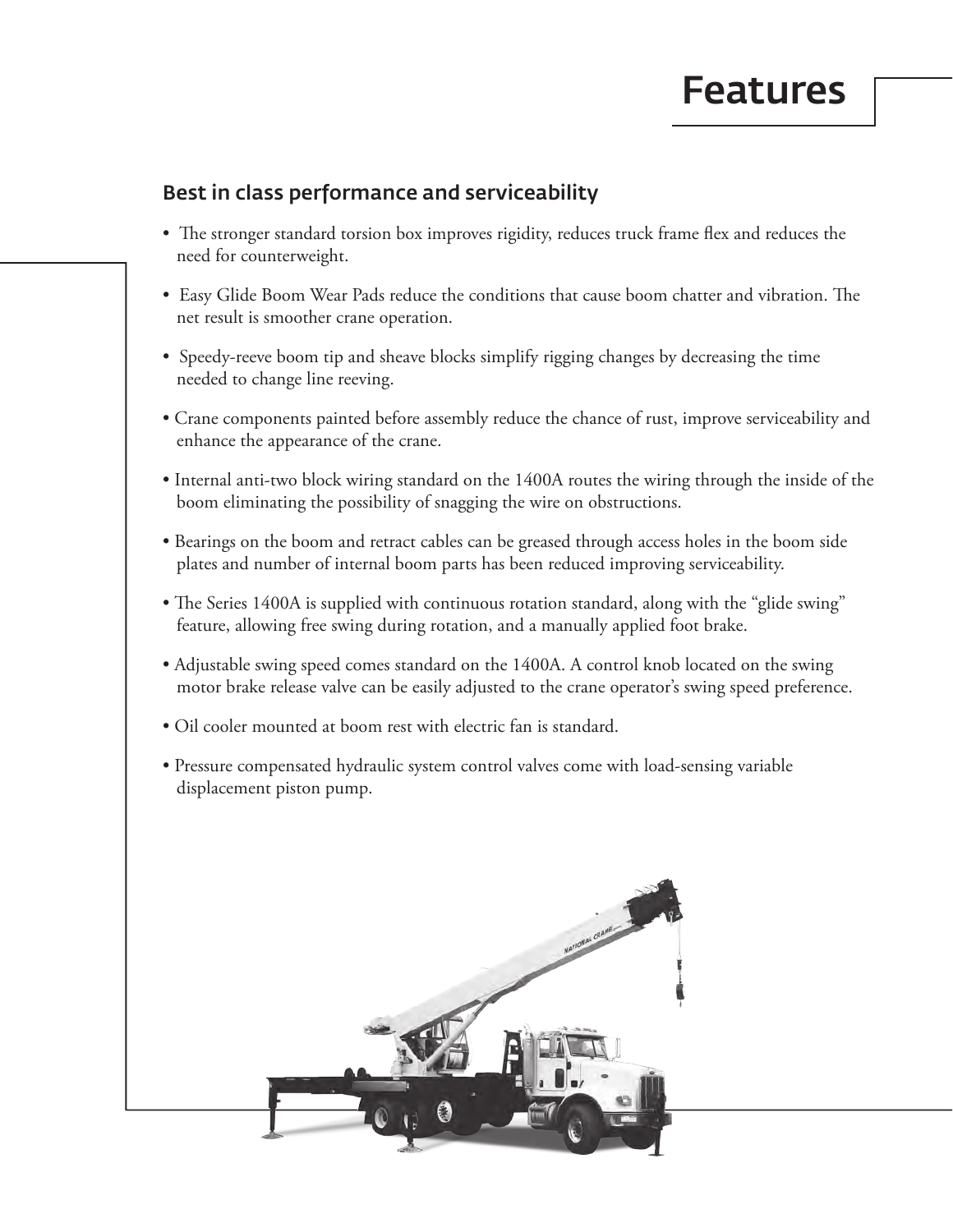# Features

## Best in class performance and serviceability

- The stronger standard torsion box improves rigidity, reduces truck frame flex and reduces the need for counterweight.
- Easy Glide Boom Wear Pads reduce the conditions that cause boom chatter and vibration. The net result is smoother crane operation.
- Speedy-reeve boom tip and sheave blocks simplify rigging changes by decreasing the time needed to change line reeving.
- Crane components painted before assembly reduce the chance of rust, improve serviceability and enhance the appearance of the crane.
- Internal anti-two block wiring standard on the 1400A routes the wiring through the inside of the boom eliminating the possibility of snagging the wire on obstructions.
- Bearings on the boom and retract cables can be greased through access holes in the boom side plates and number of internal boom parts has been reduced improving serviceability.
- The Series 1400A is supplied with continuous rotation standard, along with the "glide swing" feature, allowing free swing during rotation, and a manually applied foot brake.
- Adjustable swing speed comes standard on the 1400A. A control knob located on the swing motor brake release valve can be easily adjusted to the crane operator's swing speed preference.
- Oil cooler mounted at boom rest with electric fan is standard.
- Pressure compensated hydraulic system control valves come with load-sensing variable displacement piston pump.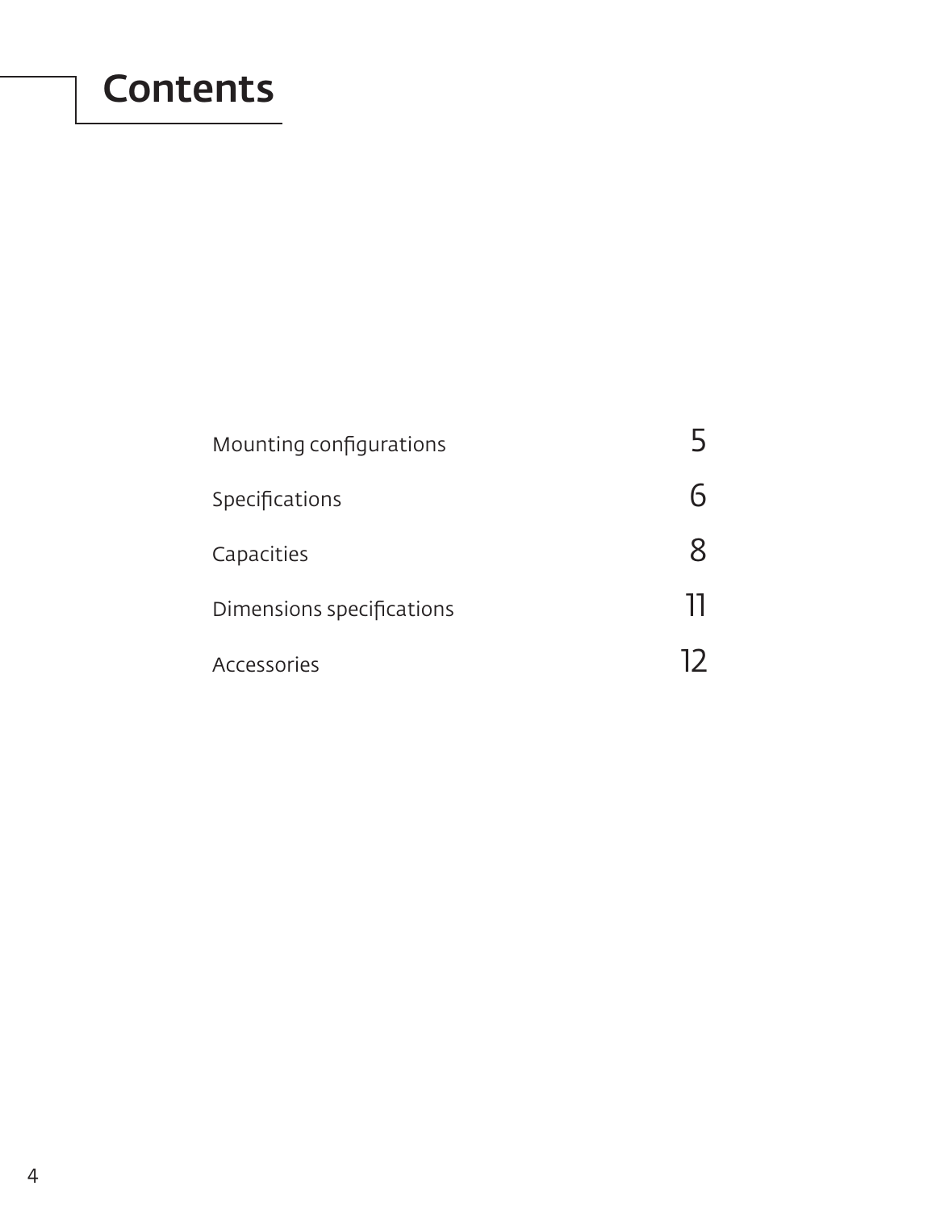# Contents

| | |
|---|---|
| Mounting configurations | 5 |
| Specifications | 6 |
| Capacities | 8 |
| Dimensions specifications | 11 |
| Accessories | 12 |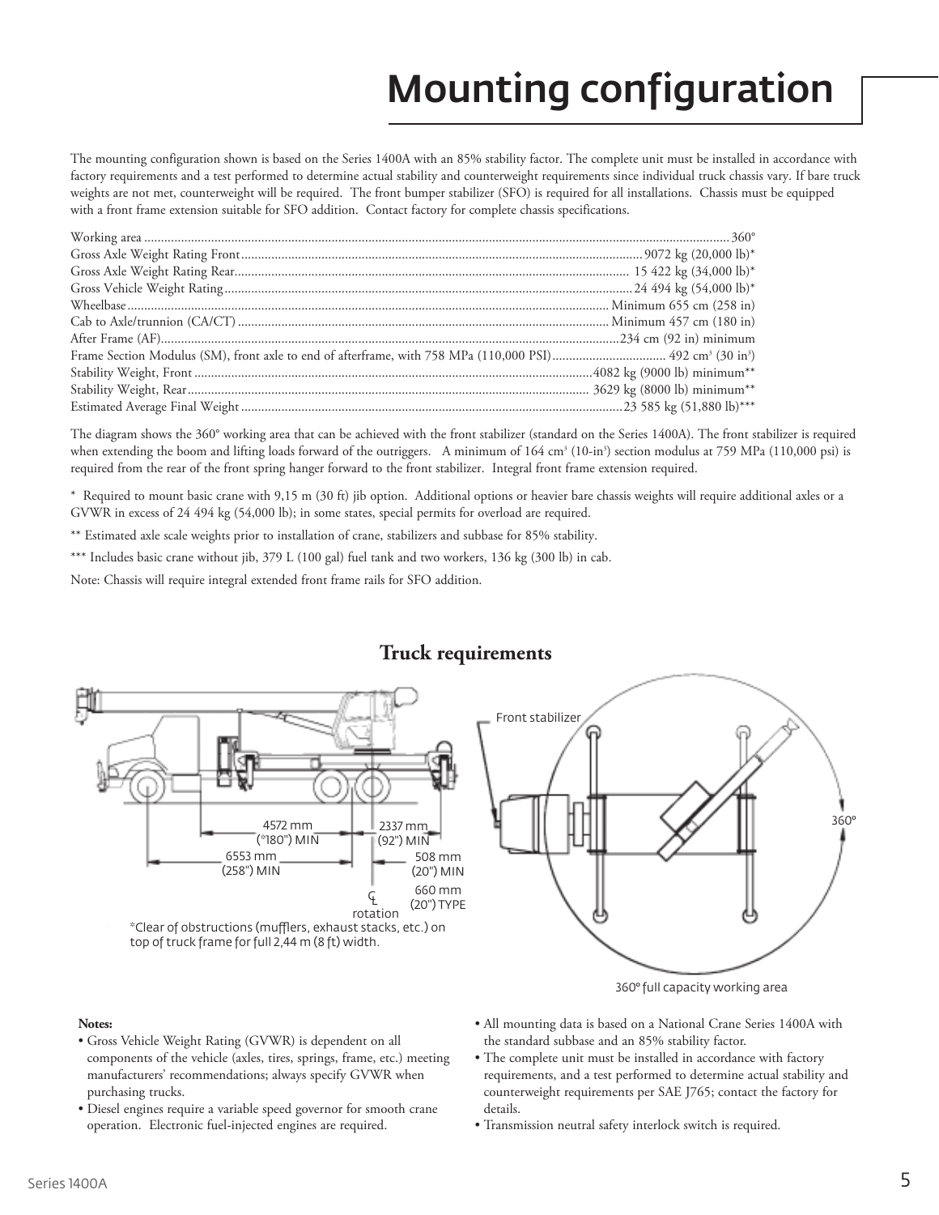# Mounting configuration

The mounting configuration shown is based on the Series 1400A with an 85% stability factor. The complete unit must be installed in accordance with factory requirements and a test performed to determine actual stability and counterweight requirements since individual truck chassis vary. If bare truck weights are not met, counterweight will be required. The front bumper stabilizer (SFO) is required for all installations. Chassis must be equipped with a front frame extension suitable for SFO addition. Contact factory for complete chassis specifications.

| | |
|---|---|
| Working area | 360° |
| Gross Axle Weight Rating Front | 9072 kg (20,000 lb)* |
| Gross Axle Weight Rating Rear | 15 422 kg (34,000 lb)* |
| Gross Vehicle Weight Rating | 24 494 kg (54,000 lb)* |
| Wheelbase | Minimum 655 cm (258 in) |
| Cab to Axle/trunnion (CA/CT) | Minimum 457 cm (180 in) |
| After Frame (AF) | 234 cm (92 in) minimum |
| Frame Section Modulus (SM), front axle to end of afterframe, with 758 MPa (110,000 PSI) | 492 $cm^3$ (30 $in^3$) |
| Stability Weight, Front | 4082 kg (9000 lb) minimum** |
| Stability Weight, Rear | 3629 kg (8000 lb) minimum** |
| Estimated Average Final Weight | 23 585 kg (51,880 lb)*** |

The diagram shows the 360° working area that can be achieved with the front stabilizer (standard on the Series 1400A). The front stabilizer is required when extending the boom and lifting loads forward of the outriggers. A minimum of 164 $cm^3$ (10-$in^3$) section modulus at 759 MPa (110,000 psi) is required from the rear of the front spring hanger forward to the front stabilizer. Integral front frame extension required.

\* Required to mount basic crane with 9,15 m (30 ft) jib option. Additional options or heavier bare chassis weights will require additional axles or a GVWR in excess of 24 494 kg (54,000 lb); in some states, special permits for overload are required.

** Estimated axle scale weights prior to installation of crane, stabilizers and subbase for 85% stability.

*** Includes basic crane without jib, 379 L (100 gal) fuel tank and two workers, 136 kg (300 lb) in cab.

Note: Chassis will require integral extended front frame rails for SFO addition.

## Truck requirements

4572 mm (*180") MIN

2337 mm (92") MIN

6553 mm (258") MIN

508 mm (20") MIN

660 mm (20") TYPE

℄ rotation

*Clear of obstructions (mufflers, exhaust stacks, etc.) on top of truck frame for full 2,44 m (8 ft) width.

Front stabilizer

360°

360° full capacity working area

**Notes:**

- Gross Vehicle Weight Rating (GVWR) is dependent on all components of the vehicle (axles, tires, springs, frame, etc.) meeting manufacturers' recommendations; always specify GVWR when purchasing trucks.
- Diesel engines require a variable speed governor for smooth crane operation. Electronic fuel-injected engines are required.
- All mounting data is based on a National Crane Series 1400A with the standard subbase and an 85% stability factor.
- The complete unit must be installed in accordance with factory requirements, and a test performed to determine actual stability and counterweight requirements per SAE J765; contact the factory for details.
- Transmission neutral safety interlock switch is required.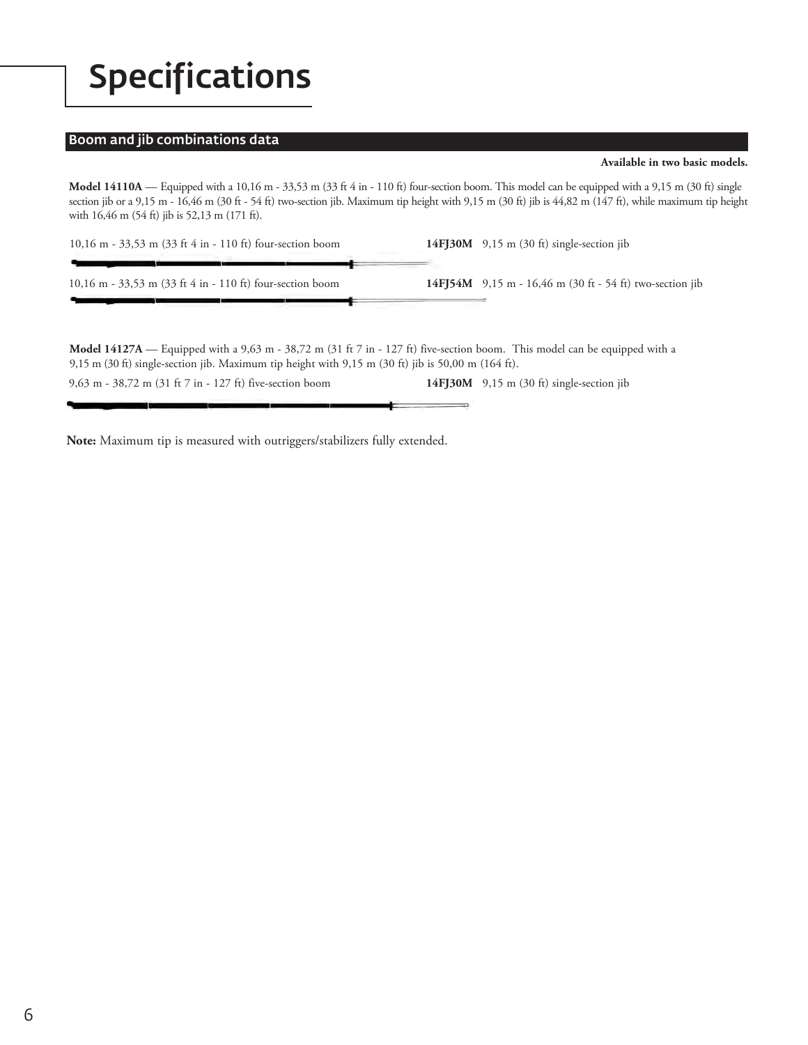# Specifications

## Boom and jib combinations data

**Available in two basic models.**

**Model 14110A** — Equipped with a 10,16 m - 33,53 m (33 ft 4 in - 110 ft) four-section boom. This model can be equipped with a 9,15 m (30 ft) single section jib or a 9,15 m - 16,46 m (30 ft - 54 ft) two-section jib. Maximum tip height with 9,15 m (30 ft) jib is 44,82 m (147 ft), while maximum tip height with 16,46 m (54 ft) jib is 52,13 m (171 ft).

10,16 m - 33,53 m (33 ft 4 in - 110 ft) four-section boom — **14FJ30M** 9,15 m (30 ft) single-section jib

10,16 m - 33,53 m (33 ft 4 in - 110 ft) four-section boom — **14FJ54M** 9,15 m - 16,46 m (30 ft - 54 ft) two-section jib

**Model 14127A** — Equipped with a 9,63 m - 38,72 m (31 ft 7 in - 127 ft) five-section boom. This model can be equipped with a 9,15 m (30 ft) single-section jib. Maximum tip height with 9,15 m (30 ft) jib is 50,00 m (164 ft).

9,63 m - 38,72 m (31 ft 7 in - 127 ft) five-section boom — **14FJ30M** 9,15 m (30 ft) single-section jib

**Note:** Maximum tip is measured with outriggers/stabilizers fully extended.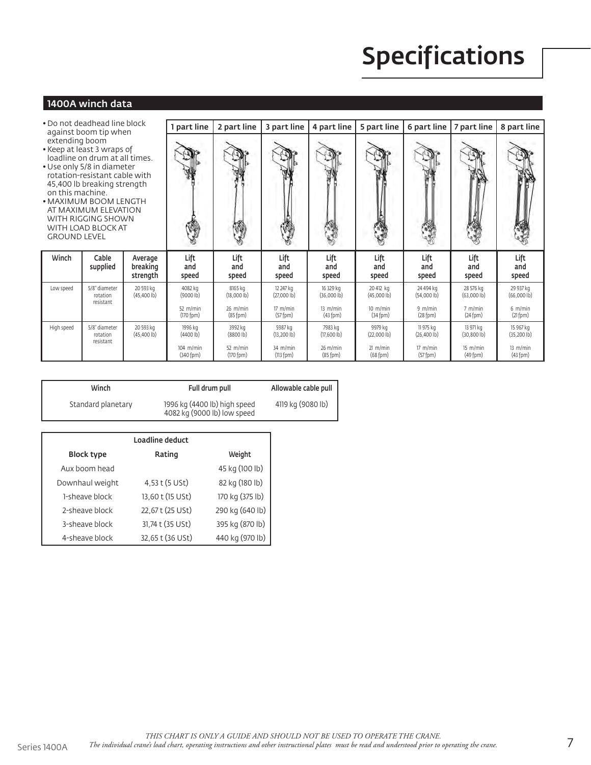# Specifications

## 1400A winch data

- Do not deadhead line block against boom tip when extending boom
- Keep at least 3 wraps of loadline on drum at all times.
- Use only 5/8 in diameter rotation-resistant cable with 45,400 lb breaking strength on this machine.
- MAXIMUM BOOM LENGTH AT MAXIMUM ELEVATION WITH RIGGING SHOWN WITH LOAD BLOCK AT GROUND LEVEL

| Winch | Cable supplied | Average breaking strength | 1 part line<br>Lift and speed | 2 part line<br>Lift and speed | 3 part line<br>Lift and speed | 4 part line<br>Lift and speed | 5 part line<br>Lift and speed | 6 part line<br>Lift and speed | 7 part line<br>Lift and speed | 8 part line<br>Lift and speed |
|---|---|---|---|---|---|---|---|---|---|---|
| Low speed | 5/8" diameter rotation resistant | 20 593 kg (45,400 lb) | 4082 kg (9000 lb)<br>52 m/min (170 fpm) | 8165 kg (18,000 lb)<br>26 m/min (85 fpm) | 12 247 kg (27,000 lb)<br>17 m/min (57 fpm) | 16 329 kg (36,000 lb)<br>13 m/min (43 fpm) | 20 412 kg (45,000 lb)<br>10 m/min (34 fpm) | 24 494 kg (54,000 lb)<br>9 m/min (28 fpm) | 28 576 kg (63,000 lb)<br>7 m/min (24 fpm) | 29 937 kg (66,000 lb)<br>6 m/min (21 fpm) |
| High speed | 5/8" diameter rotation resistant | 20 593 kg (45,400 lb) | 1996 kg (4400 lb)<br>104 m/min (340 fpm) | 3992 kg (8800 lb)<br>52 m/min (170 fpm) | 5987 kg (13,200 lb)<br>34 m/min (113 fpm) | 7983 kg (17,600 lb)<br>26 m/min (85 fpm) | 9979 kg (22,000 lb)<br>21 m/min (68 fpm) | 11 975 kg (26,400 lb)<br>17 m/min (57 fpm) | 13 971 kg (30,800 lb)<br>15 m/min (49 fpm) | 15 967 kg (35,200 lb)<br>13 m/min (43 fpm) |

| Winch | Full drum pull | Allowable cable pull |
|---|---|---|
| Standard planetary | 1996 kg (4400 lb) high speed<br>4082 kg (9000 lb) low speed | 4119 kg (9080 lb) |

| Loadline deduct | | |
|---|---|---|
| **Block type** | **Rating** | **Weight** |
| Aux boom head | | 45 kg (100 lb) |
| Downhaul weight | 4,53 t (5 USt) | 82 kg (180 lb) |
| 1-sheave block | 13,60 t (15 USt) | 170 kg (375 lb) |
| 2-sheave block | 22,67 t (25 USt) | 290 kg (640 lb) |
| 3-sheave block | 31,74 t (35 USt) | 395 kg (870 lb) |
| 4-sheave block | 32,65 t (36 USt) | 440 kg (970 lb) |

*THIS CHART IS ONLY A GUIDE AND SHOULD NOT BE USED TO OPERATE THE CRANE.*
*The individual crane's load chart, operating instructions and other instructional plates must be read and understood prior to operating the crane.*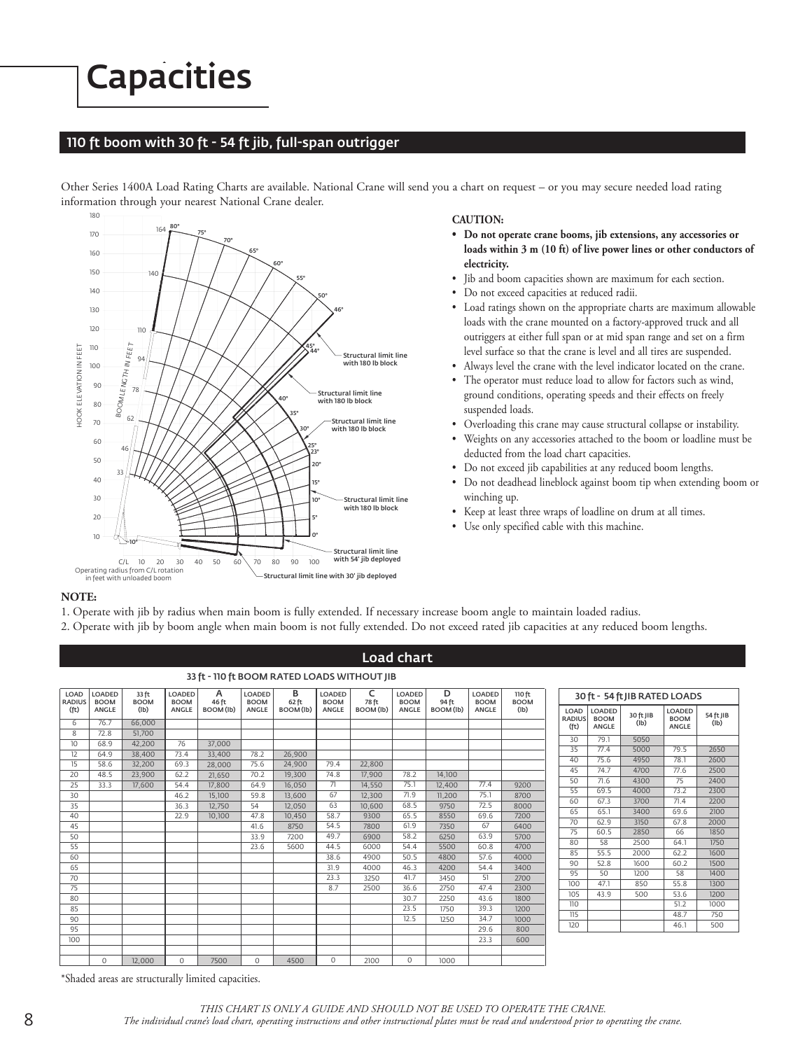# Capacities

## 110 ft boom with 30 ft - 54 ft jib, full-span outrigger

Other Series 1400A Load Rating Charts are available. National Crane will send you a chart on request – or you may secure needed load rating information through your nearest National Crane dealer.

**CAUTION:**

- **Do not operate crane booms, jib extensions, any accessories or loads within 3 m (10 ft) of live power lines or other conductors of electricity.**
- Jib and boom capacities shown are maximum for each section.
- Do not exceed capacities at reduced radii.
- Load ratings shown on the appropriate charts are maximum allowable loads with the crane mounted on a factory-approved truck and all outriggers at either full span or at mid span range and set on a firm level surface so that the crane is level and all tires are suspended.
- Always level the crane with the level indicator located on the crane.
- The operator must reduce load to allow for factors such as wind, ground conditions, operating speeds and their effects on freely suspended loads.
- Overloading this crane may cause structural collapse or instability.
- Weights on any accessories attached to the boom or loadline must be deducted from the load chart capacities.
- Do not exceed jib capabilities at any reduced boom lengths.
- Do not deadhead lineblock against boom tip when extending boom or winching up.
- Keep at least three wraps of loadline on drum at all times.
- Use only specified cable with this machine.

**NOTE:**

1. Operate with jib by radius when main boom is fully extended. If necessary increase boom angle to maintain loaded radius.
2. Operate with jib by boom angle when main boom is not fully extended. Do not exceed rated jib capacities at any reduced boom lengths.

## Load chart

**33 ft - 110 ft BOOM RATED LOADS WITHOUT JIB**

| LOAD RADIUS (ft) | LOADED BOOM ANGLE | 33 ft BOOM (lb) | LOADED BOOM ANGLE | A 46 ft BOOM (lb) | LOADED BOOM ANGLE | B 62 ft BOOM (lb) | LOADED BOOM ANGLE | C 78 ft BOOM (lb) | LOADED BOOM ANGLE | D 94 ft BOOM (lb) | LOADED BOOM ANGLE | 110 ft BOOM (lb) |
|---|---|---|---|---|---|---|---|---|---|---|---|---|
| 6 | 76.7 | 66,000 | | | | | | | | | | |
| 8 | 72.8 | 51,700 | | | | | | | | | | |
| 10 | 68.9 | 42,200 | 76 | 37,000 | | | | | | | | |
| 12 | 64.9 | 38,400 | 73.4 | 33,400 | 78.2 | 26,900 | | | | | | |
| 15 | 58.6 | 32,200 | 69.3 | 28,000 | 75.6 | 24,900 | 79.4 | 22,800 | | | | |
| 20 | 48.5 | 23,900 | 62.2 | 21,650 | 70.2 | 19,300 | 74.8 | 17,900 | 78.2 | 14,100 | | |
| 25 | 33.3 | 17,600 | 54.4 | 17,800 | 64.9 | 16,050 | 71 | 14,550 | 75.1 | 12,400 | 77.4 | 9200 |
| 30 | | | 46.2 | 15,100 | 59.8 | 13,600 | 67 | 12,300 | 71.9 | 11,200 | 75.1 | 8700 |
| 35 | | | 36.3 | 12,750 | 54 | 12,050 | 63 | 10,600 | 68.5 | 9750 | 72.5 | 8000 |
| 40 | | | 22.9 | 10,100 | 47.8 | 10,450 | 58.7 | 9300 | 65.5 | 8550 | 69.6 | 7200 |
| 45 | | | | | 41.6 | 8750 | 54.5 | 7800 | 61.9 | 7350 | 67 | 6400 |
| 50 | | | | | 33.9 | 7200 | 49.7 | 6900 | 58.2 | 6250 | 63.9 | 5700 |
| 55 | | | | | 23.6 | 5600 | 44.5 | 6000 | 54.4 | 5500 | 60.8 | 4700 |
| 60 | | | | | | | 38.6 | 4900 | 50.5 | 4800 | 57.6 | 4000 |
| 65 | | | | | | | 31.9 | 4000 | 46.3 | 4200 | 54.4 | 3400 |
| 70 | | | | | | | 23.3 | 3250 | 41.7 | 3450 | 51 | 2700 |
| 75 | | | | | | | 8.7 | 2500 | 36.6 | 2750 | 47.4 | 2300 |
| 80 | | | | | | | | | 30.7 | 2250 | 43.6 | 1800 |
| 85 | | | | | | | | | 23.5 | 1750 | 39.3 | 1200 |
| 90 | | | | | | | | | 12.5 | 1250 | 34.7 | 1000 |
| 95 | | | | | | | | | | | 29.6 | 800 |
| 100 | | | | | | | | | | | 23.3 | 600 |
| | | | | | | | | | | | | |
| | 0 | 12,000 | 0 | 7500 | 0 | 4500 | 0 | 2100 | 0 | 1000 | | |

**30 ft - 54 ft JIB RATED LOADS**

| LOAD RADIUS (ft) | LOADED BOOM ANGLE | 30 ft JIB (lb) | LOADED BOOM ANGLE | 54 ft JIB (lb) |
|---|---|---|---|---|
| 30 | 79.1 | 5050 | | |
| 35 | 77.4 | 5000 | 79.5 | 2650 |
| 40 | 75.6 | 4950 | 78.1 | 2600 |
| 45 | 74.7 | 4700 | 77.6 | 2500 |
| 50 | 71.6 | 4300 | 75 | 2400 |
| 55 | 69.5 | 4000 | 73.2 | 2300 |
| 60 | 67.3 | 3700 | 71.4 | 2200 |
| 65 | 65.1 | 3400 | 69.6 | 2100 |
| 70 | 62.9 | 3150 | 67.8 | 2000 |
| 75 | 60.5 | 2850 | 66 | 1850 |
| 80 | 58 | 2500 | 64.1 | 1750 |
| 85 | 55.5 | 2000 | 62.2 | 1600 |
| 90 | 52.8 | 1600 | 60.2 | 1500 |
| 95 | 50 | 1200 | 58 | 1400 |
| 100 | 47.1 | 850 | 55.8 | 1300 |
| 105 | 43.9 | 500 | 53.6 | 1200 |
| 110 | | | 51.2 | 1000 |
| 115 | | | 48.7 | 750 |
| 120 | | | 46.1 | 500 |

*Shaded areas are structurally limited capacities.

*THIS CHART IS ONLY A GUIDE AND SHOULD NOT BE USED TO OPERATE THE CRANE.*
*The individual crane's load chart, operating instructions and other instructional plates must be read and understood prior to operating the crane.*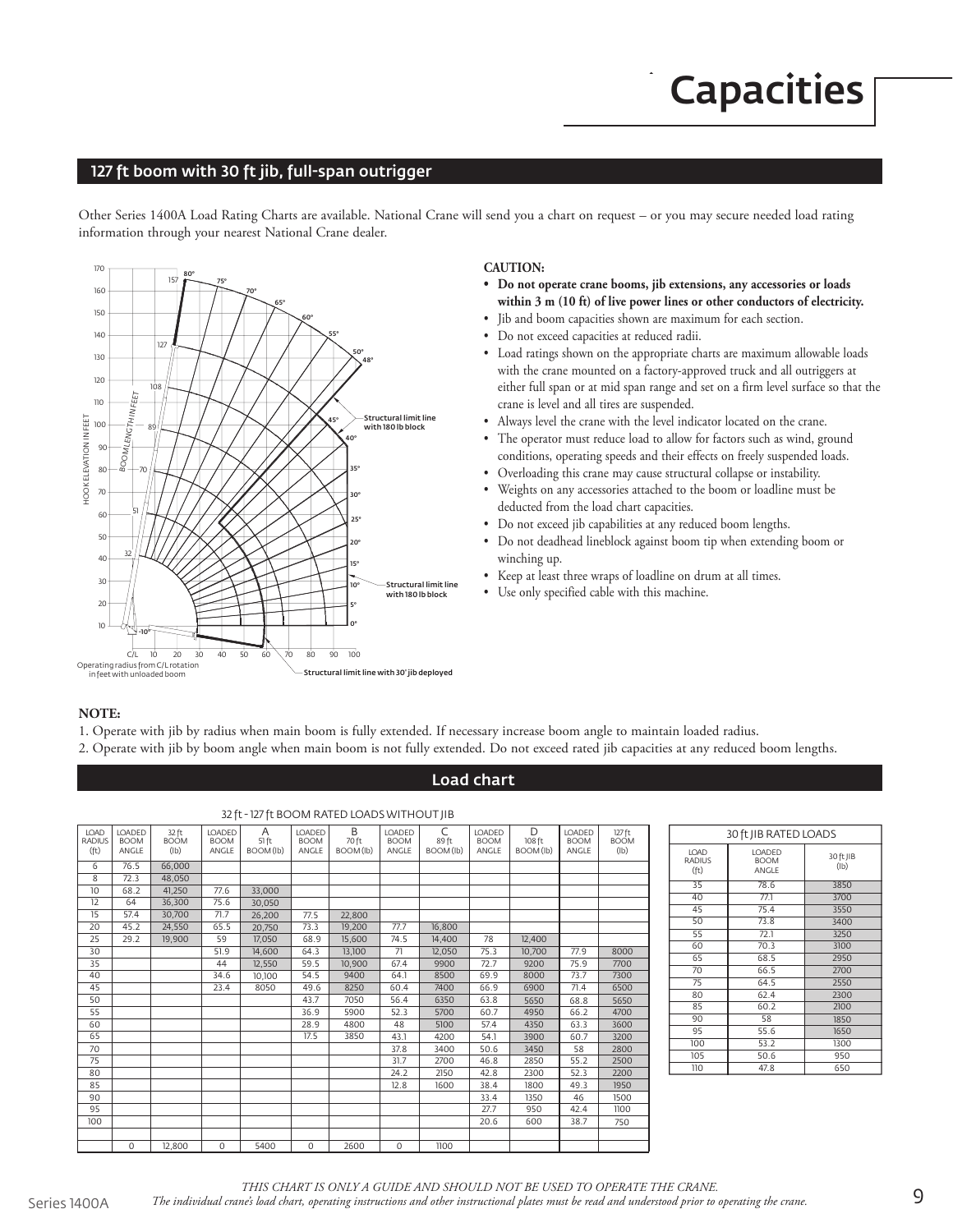# Capacities

## 127 ft boom with 30 ft jib, full-span outrigger

Other Series 1400A Load Rating Charts are available. National Crane will send you a chart on request – or you may secure needed load rating information through your nearest National Crane dealer.

**CAUTION:**

- **Do not operate crane booms, jib extensions, any accessories or loads within 3 m (10 ft) of live power lines or other conductors of electricity.**
- Jib and boom capacities shown are maximum for each section.
- Do not exceed capacities at reduced radii.
- Load ratings shown on the appropriate charts are maximum allowable loads with the crane mounted on a factory-approved truck and all outriggers at either full span or at mid span range and set on a firm level surface so that the crane is level and all tires are suspended.
- Always level the crane with the level indicator located on the crane.
- The operator must reduce load to allow for factors such as wind, ground conditions, operating speeds and their effects on freely suspended loads.
- Overloading this crane may cause structural collapse or instability.
- Weights on any accessories attached to the boom or loadline must be deducted from the load chart capacities.
- Do not exceed jib capabilities at any reduced boom lengths.
- Do not deadhead lineblock against boom tip when extending boom or winching up.
- Keep at least three wraps of loadline on drum at all times.
- Use only specified cable with this machine.

**NOTE:**

1. Operate with jib by radius when main boom is fully extended. If necessary increase boom angle to maintain loaded radius.
2. Operate with jib by boom angle when main boom is not fully extended. Do not exceed rated jib capacities at any reduced boom lengths.

## Load chart

32 ft - 127 ft BOOM RATED LOADS WITHOUT JIB

| LOAD RADIUS (ft) | LOADED BOOM ANGLE | 32 ft BOOM (lb) | LOADED BOOM ANGLE | A 51 ft BOOM (lb) | LOADED BOOM ANGLE | B 70 ft BOOM (lb) | LOADED BOOM ANGLE | C 89 ft BOOM (lb) | LOADED BOOM ANGLE | D 108 ft BOOM (lb) | LOADED BOOM ANGLE | 127 ft BOOM (lb) |
|---|---|---|---|---|---|---|---|---|---|---|---|---|
| 6 | 76.5 | 66,000 | | | | | | | | | | |
| 8 | 72.3 | 48,050 | | | | | | | | | | |
| 10 | 68.2 | 41,250 | 77.6 | 33,000 | | | | | | | | |
| 12 | 64 | 36,300 | 75.6 | 30,050 | | | | | | | | |
| 15 | 57.4 | 30,700 | 71.7 | 26,200 | 77.5 | 22,800 | | | | | | |
| 20 | 45.2 | 24,550 | 65.5 | 20,750 | 73.3 | 19,200 | 77.7 | 16,800 | | | | |
| 25 | 29.2 | 19,900 | 59 | 17,050 | 68.9 | 15,600 | 74.5 | 14,400 | 78 | 12,400 | | |
| 30 | | | 51.9 | 14,600 | 64.3 | 13,100 | 71 | 12,050 | 75.3 | 10,700 | 77.9 | 8000 |
| 35 | | | 44 | 12,550 | 59.5 | 10,900 | 67.4 | 9900 | 72.7 | 9200 | 75.9 | 7700 |
| 40 | | | 34.6 | 10,100 | 54.5 | 9400 | 64.1 | 8500 | 69.9 | 8000 | 73.7 | 7300 |
| 45 | | | 23.4 | 8050 | 49.6 | 8250 | 60.4 | 7400 | 66.9 | 6900 | 71.4 | 6500 |
| 50 | | | | | 43.7 | 7050 | 56.4 | 6350 | 63.8 | 5650 | 68.8 | 5650 |
| 55 | | | | | 36.9 | 5900 | 52.3 | 5700 | 60.7 | 4950 | 66.2 | 4700 |
| 60 | | | | | 28.9 | 4800 | 48 | 5100 | 57.4 | 4350 | 63.3 | 3600 |
| 65 | | | | | 17.5 | 3850 | 43.1 | 4200 | 54.1 | 3900 | 60.7 | 3200 |
| 70 | | | | | | | 37.8 | 3400 | 50.6 | 3450 | 58 | 2800 |
| 75 | | | | | | | 31.7 | 2700 | 46.8 | 2850 | 55.2 | 2500 |
| 80 | | | | | | | 24.2 | 2150 | 42.8 | 2300 | 52.3 | 2200 |
| 85 | | | | | | | 12.8 | 1600 | 38.4 | 1800 | 49.3 | 1950 |
| 90 | | | | | | | | | 33.4 | 1350 | 46 | 1500 |
| 95 | | | | | | | | | 27.7 | 950 | 42.4 | 1100 |
| 100 | | | | | | | | | 20.6 | 600 | 38.7 | 750 |
| | | | | | | | | | | | | |
| | 0 | 12,800 | 0 | 5400 | 0 | 2600 | 0 | 1100 | | | | |

30 ft JIB RATED LOADS

| LOAD RADIUS (ft) | LOADED BOOM ANGLE | 30 ft JIB (lb) |
|---|---|---|
| 35 | 78.6 | 3850 |
| 40 | 77.1 | 3700 |
| 45 | 75.4 | 3550 |
| 50 | 73.8 | 3400 |
| 55 | 72.1 | 3250 |
| 60 | 70.3 | 3100 |
| 65 | 68.5 | 2950 |
| 70 | 66.5 | 2700 |
| 75 | 64.5 | 2550 |
| 80 | 62.4 | 2300 |
| 85 | 60.2 | 2100 |
| 90 | 58 | 1850 |
| 95 | 55.6 | 1650 |
| 100 | 53.2 | 1300 |
| 105 | 50.6 | 950 |
| 110 | 47.8 | 650 |

*THIS CHART IS ONLY A GUIDE AND SHOULD NOT BE USED TO OPERATE THE CRANE.*
*The individual crane's load chart, operating instructions and other instructional plates must be read and understood prior to operating the crane.*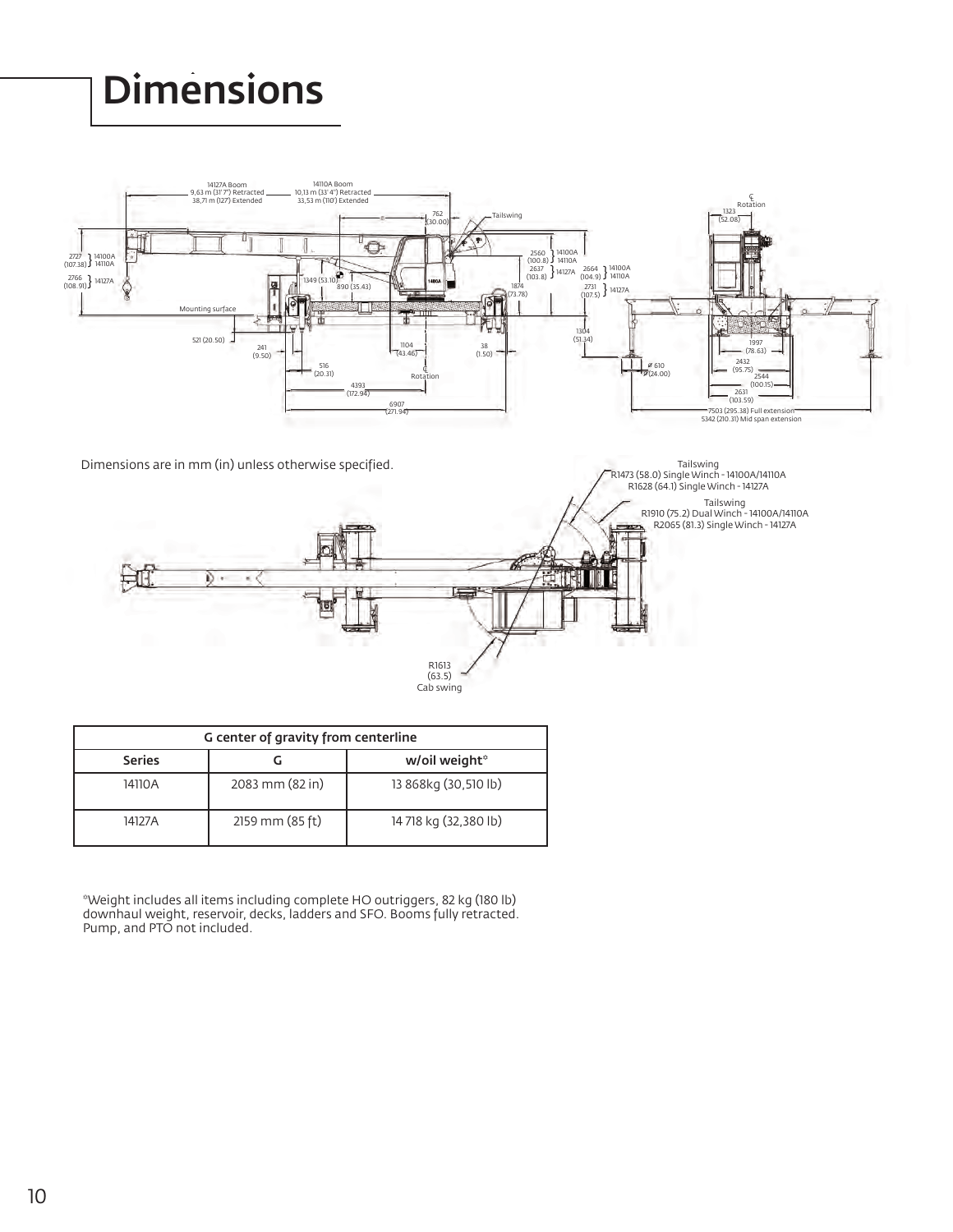# Dimensions

14127A Boom
9,63 m (31' 7") Retracted
38,71 m (127') Extended

14110A Boom
10,13 m (33' 4") Retracted
33,53 m (110') Extended

Dimensions are in mm (in) unless otherwise specified.

Tailswing
R1473 (58.0) Single Winch - 14100A/14110A
R1628 (64.1) Single Winch - 14127A

Tailswing
R1910 (75.2) Dual Winch - 14100A/14110A
R2065 (81.3) Single Winch - 14127A

R1613
(63.5)
Cab swing

| G center of gravity from centerline | | |
|---|---|---|
| Series | G | w/oil weight* |
| 14110A | 2083 mm (82 in) | 13 868kg (30,510 lb) |
| 14127A | 2159 mm (85 ft) | 14 718 kg (32,380 lb) |

*Weight includes all items including complete HO outriggers, 82 kg (180 lb) downhaul weight, reservoir, decks, ladders and SFO. Booms fully retracted. Pump, and PTO not included.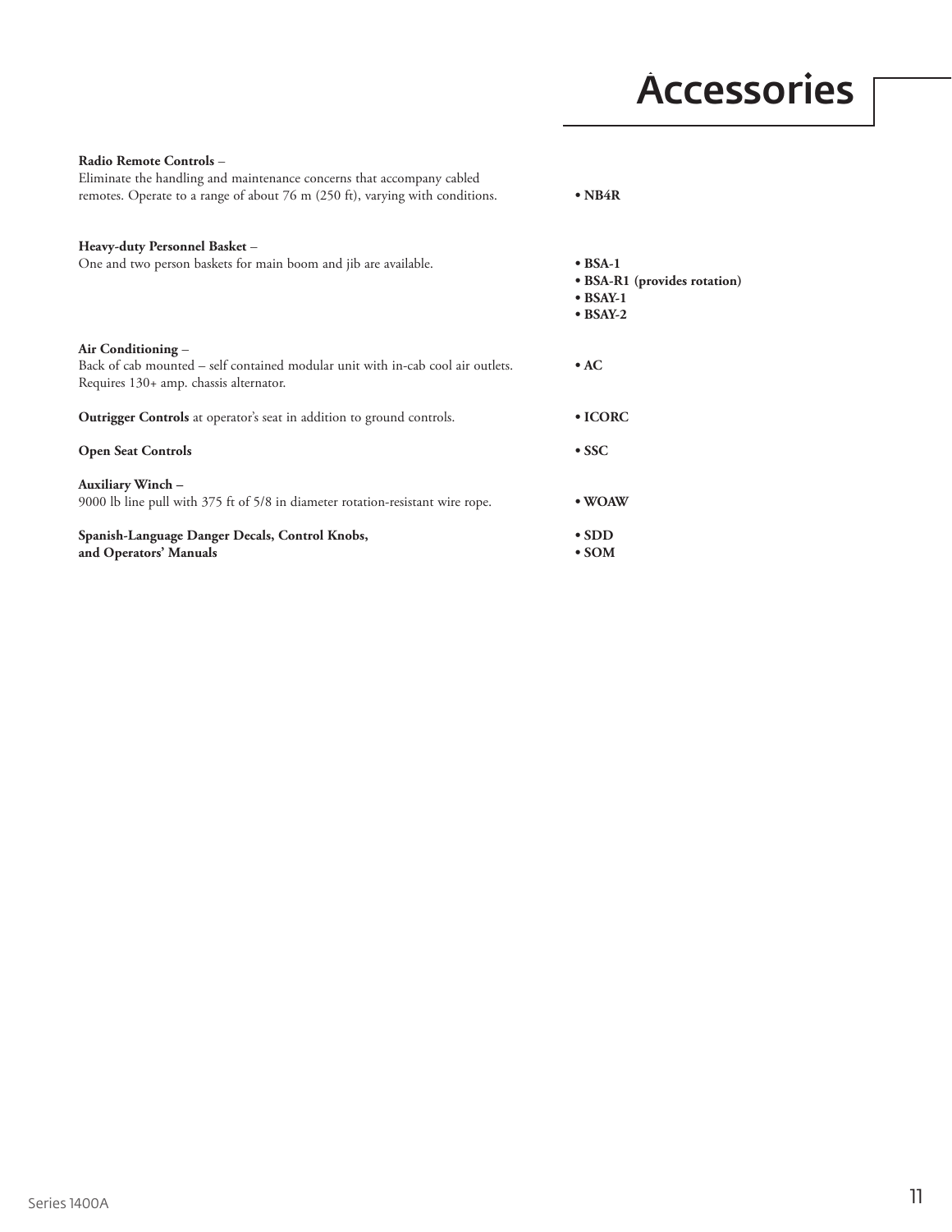# Accessories

| | |
|---|---|
| **Radio Remote Controls** – Eliminate the handling and maintenance concerns that accompany cabled remotes. Operate to a range of about 76 m (250 ft), varying with conditions. | • **NB4R** |
| **Heavy-duty Personnel Basket** – One and two person baskets for main boom and jib are available. | • **BSA-1**<br>• **BSA-R1 (provides rotation)**<br>• **BSAY-1**<br>• **BSAY-2** |
| **Air Conditioning** – Back of cab mounted – self contained modular unit with in-cab cool air outlets. Requires 130+ amp. chassis alternator. | • **AC** |
| **Outrigger Controls** at operator's seat in addition to ground controls. | • **ICORC** |
| **Open Seat Controls** | • **SSC** |
| **Auxiliary Winch** – 9000 lb line pull with 375 ft of 5/8 in diameter rotation-resistant wire rope. | • **WOAW** |
| **Spanish-Language Danger Decals, Control Knobs, and Operators' Manuals** | • **SDD**<br>• **SOM** |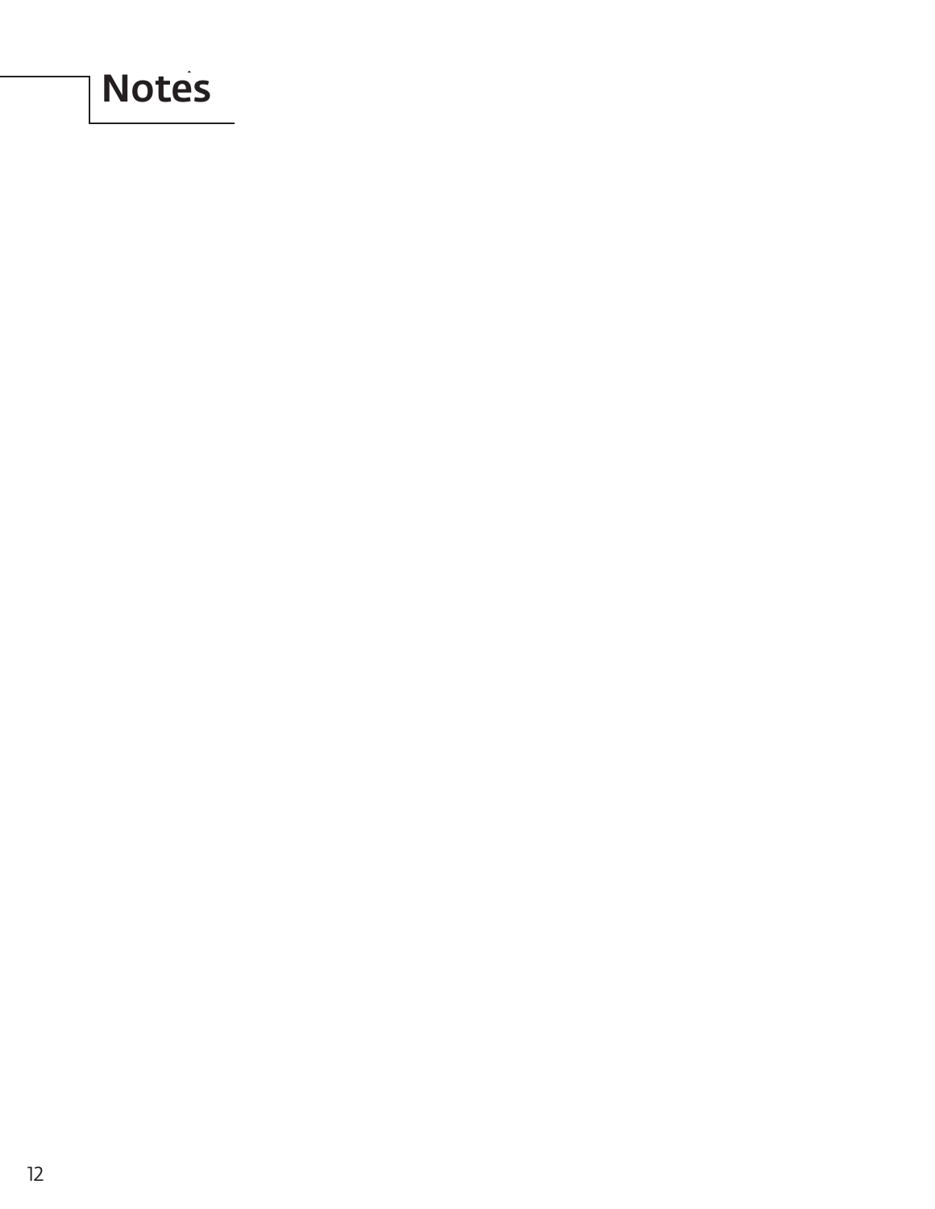# Notes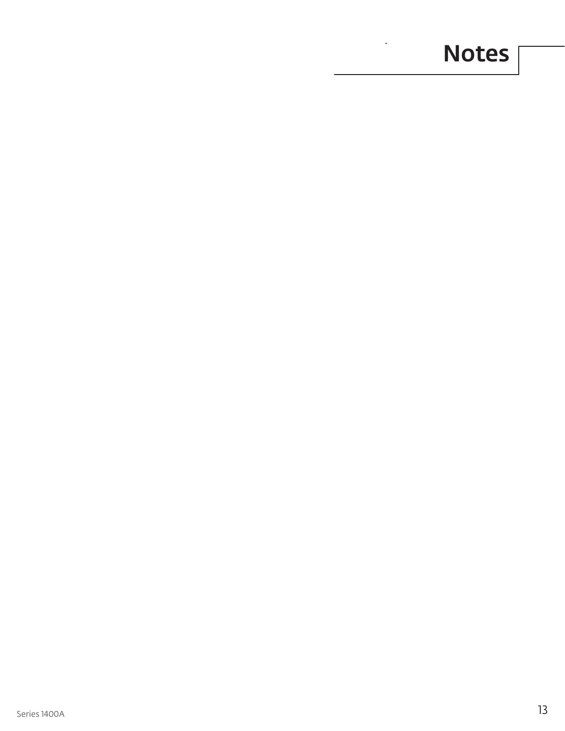# Notes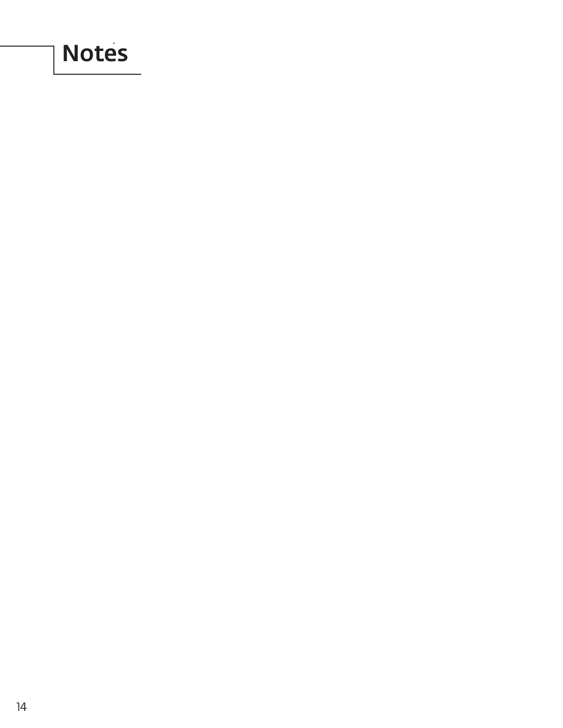# Notes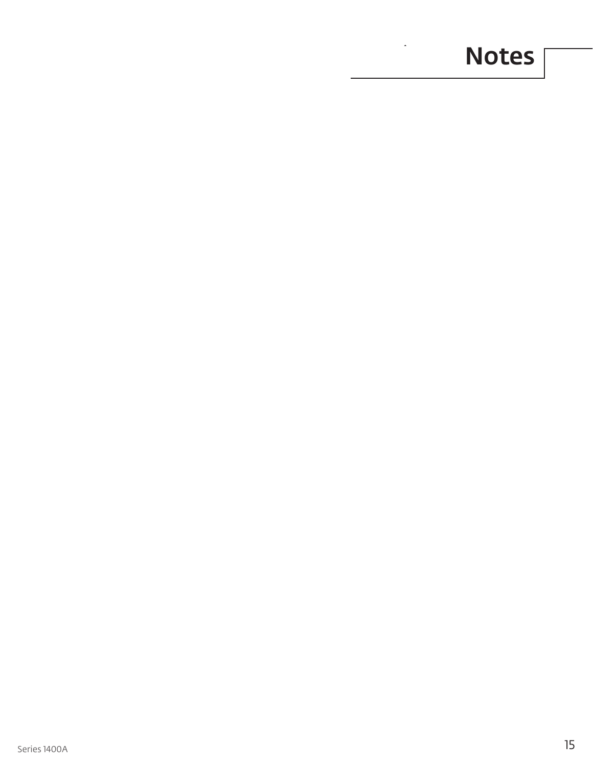# Notes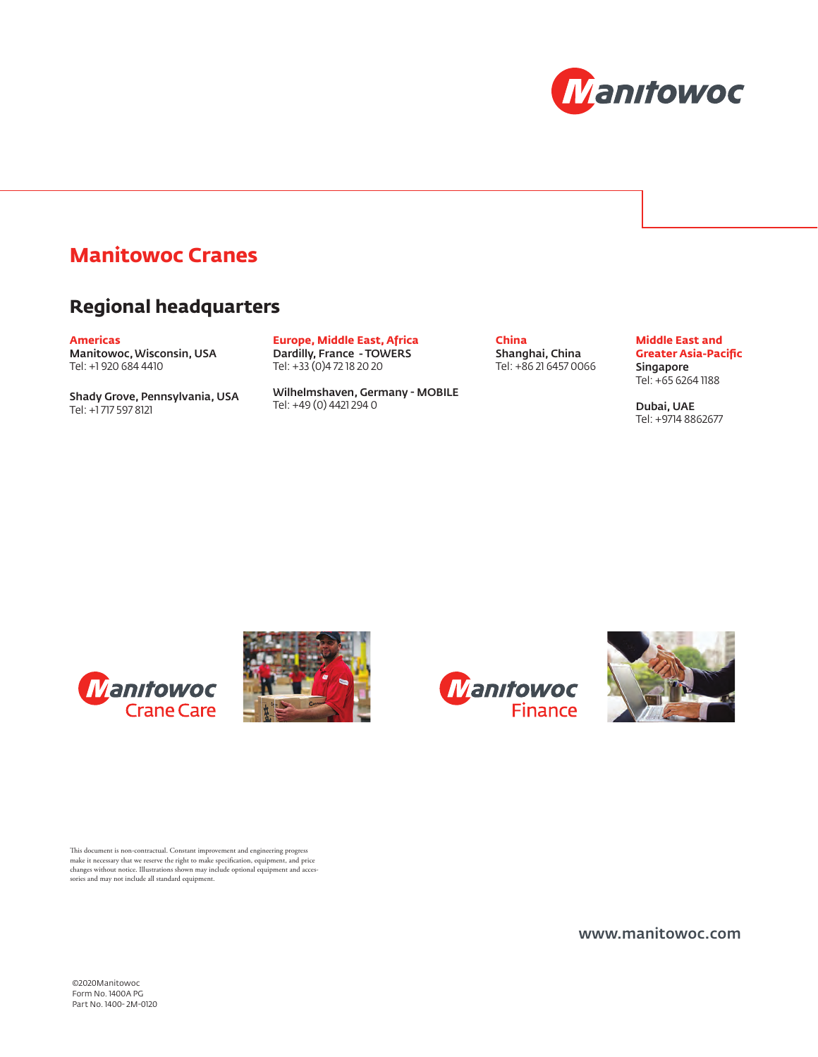Manitowoc

## Manitowoc Cranes

### Regional headquarters

**Americas**
**Manitowoc, Wisconsin, USA**
Tel: +1 920 684 4410

**Shady Grove, Pennsylvania, USA**
Tel: +1 717 597 8121

**Europe, Middle East, Africa**
**Dardilly, France - TOWERS**
Tel: +33 (0)4 72 18 20 20

**Wilhelmshaven, Germany - MOBILE**
Tel: +49 (0) 4421 294 0

**China**
**Shanghai, China**
Tel: +86 21 6457 0066

**Middle East and Greater Asia-Pacific**
**Singapore**
Tel: +65 6264 1188

**Dubai, UAE**
Tel: +9714 8862677

Manitowoc Crane Care

Manitowoc Finance

This document is non-contractual. Constant improvement and engineering progress make it necessary that we reserve the right to make specification, equipment, and price changes without notice. Illustrations shown may include optional equipment and accessories and may not include all standard equipment.

www.manitowoc.com

©2020Manitowoc
Form No. 1400A PG
Part No. 1400- 2M-0120